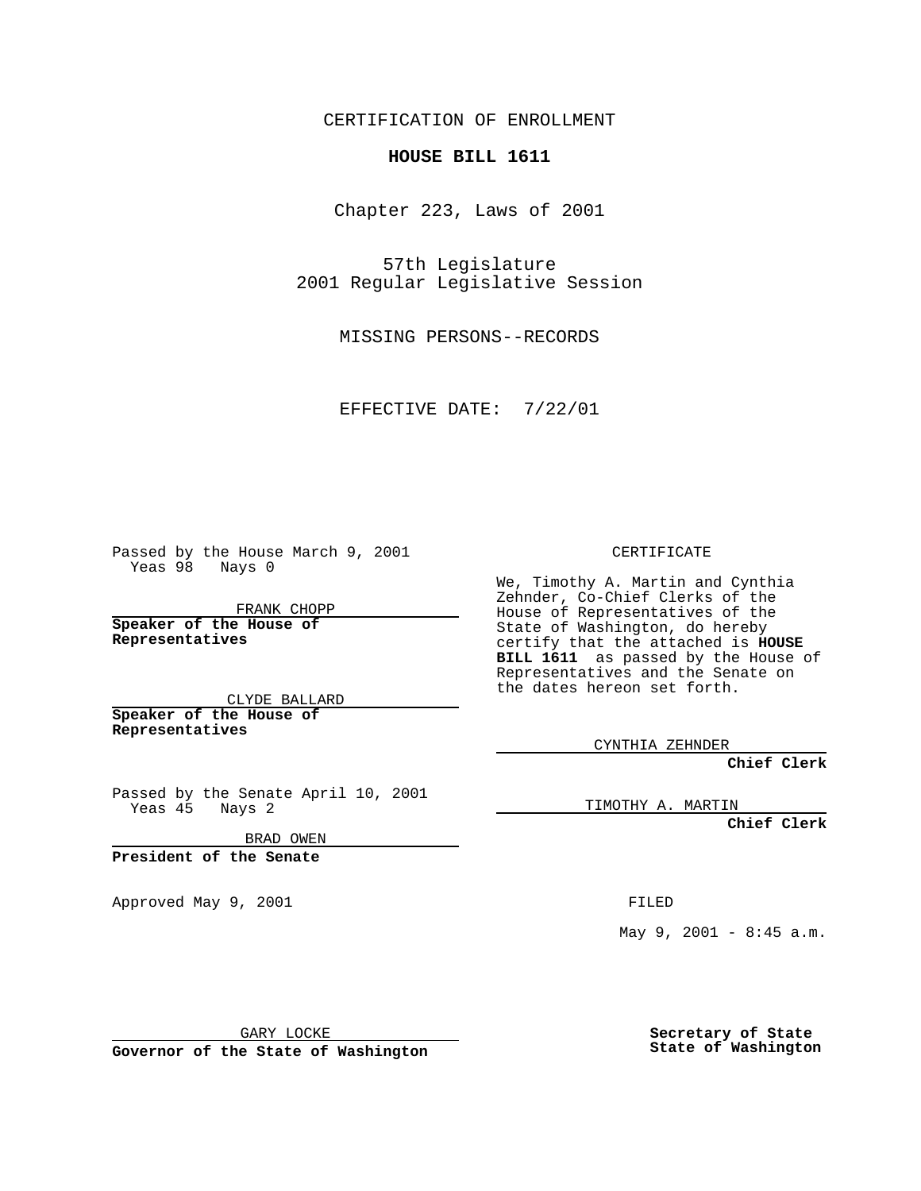CERTIFICATION OF ENROLLMENT

**HOUSE BILL 1611**

Chapter 223, Laws of 2001

57th Legislature
2001 Regular Legislative Session

MISSING PERSONS--RECORDS

EFFECTIVE DATE: 7/22/01

Passed by the House March 9, 2001
Yeas 98 Nays 0

FRANK CHOPP

**Speaker of the House of Representatives**

CLYDE BALLARD

**Speaker of the House of Representatives**

Passed by the Senate April 10, 2001
Yeas 45 Nays 2

BRAD OWEN

**President of the Senate**

Approved May 9, 2001

GARY LOCKE

**Governor of the State of Washington**

CERTIFICATE

We, Timothy A. Martin and Cynthia Zehnder, Co-Chief Clerks of the House of Representatives of the State of Washington, do hereby certify that the attached is **HOUSE BILL 1611** as passed by the House of Representatives and the Senate on the dates hereon set forth.

CYNTHIA ZEHNDER

**Chief Clerk**

TIMOTHY A. MARTIN

**Chief Clerk**

FILED

May 9, 2001 - 8:45 a.m.

**Secretary of State**
**State of Washington**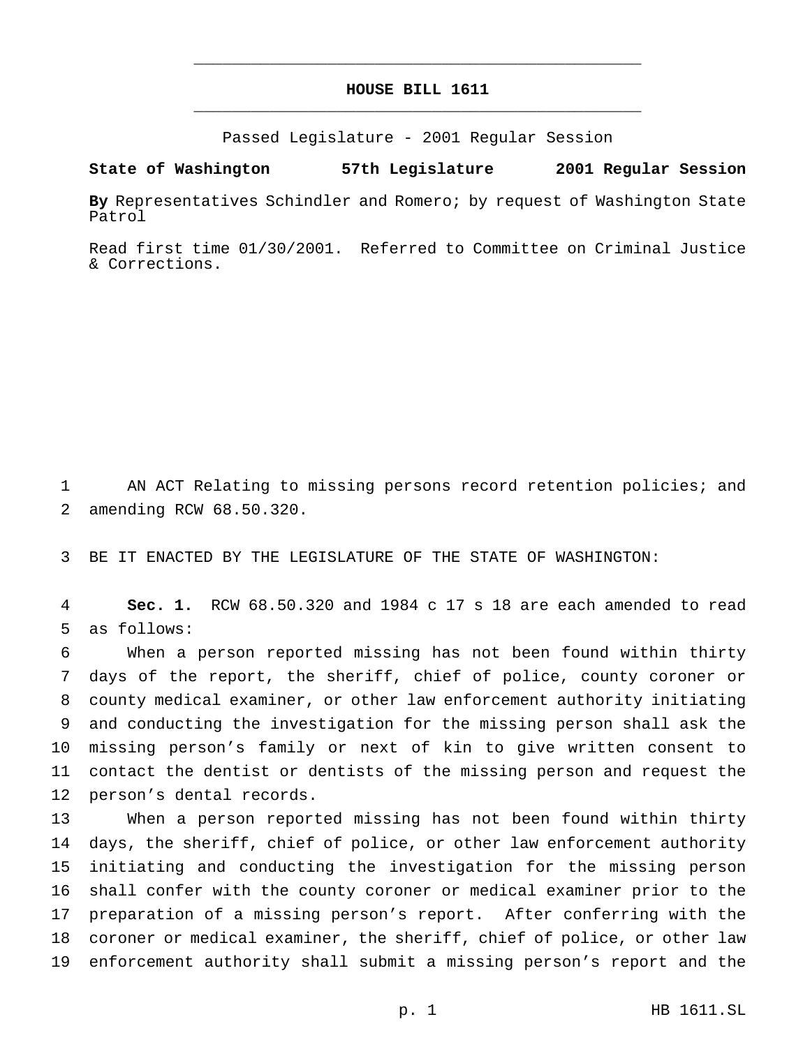# HOUSE BILL 1611

Passed Legislature - 2001 Regular Session

**State of Washington 57th Legislature 2001 Regular Session**

**By** Representatives Schindler and Romero; by request of Washington State Patrol

Read first time 01/30/2001. Referred to Committee on Criminal Justice & Corrections.

AN ACT Relating to missing persons record retention policies; and amending RCW 68.50.320.

BE IT ENACTED BY THE LEGISLATURE OF THE STATE OF WASHINGTON:

**Sec. 1.** RCW 68.50.320 and 1984 c 17 s 18 are each amended to read as follows:

When a person reported missing has not been found within thirty days of the report, the sheriff, chief of police, county coroner or county medical examiner, or other law enforcement authority initiating and conducting the investigation for the missing person shall ask the missing person's family or next of kin to give written consent to contact the dentist or dentists of the missing person and request the person's dental records.

When a person reported missing has not been found within thirty days, the sheriff, chief of police, or other law enforcement authority initiating and conducting the investigation for the missing person shall confer with the county coroner or medical examiner prior to the preparation of a missing person's report. After conferring with the coroner or medical examiner, the sheriff, chief of police, or other law enforcement authority shall submit a missing person's report and the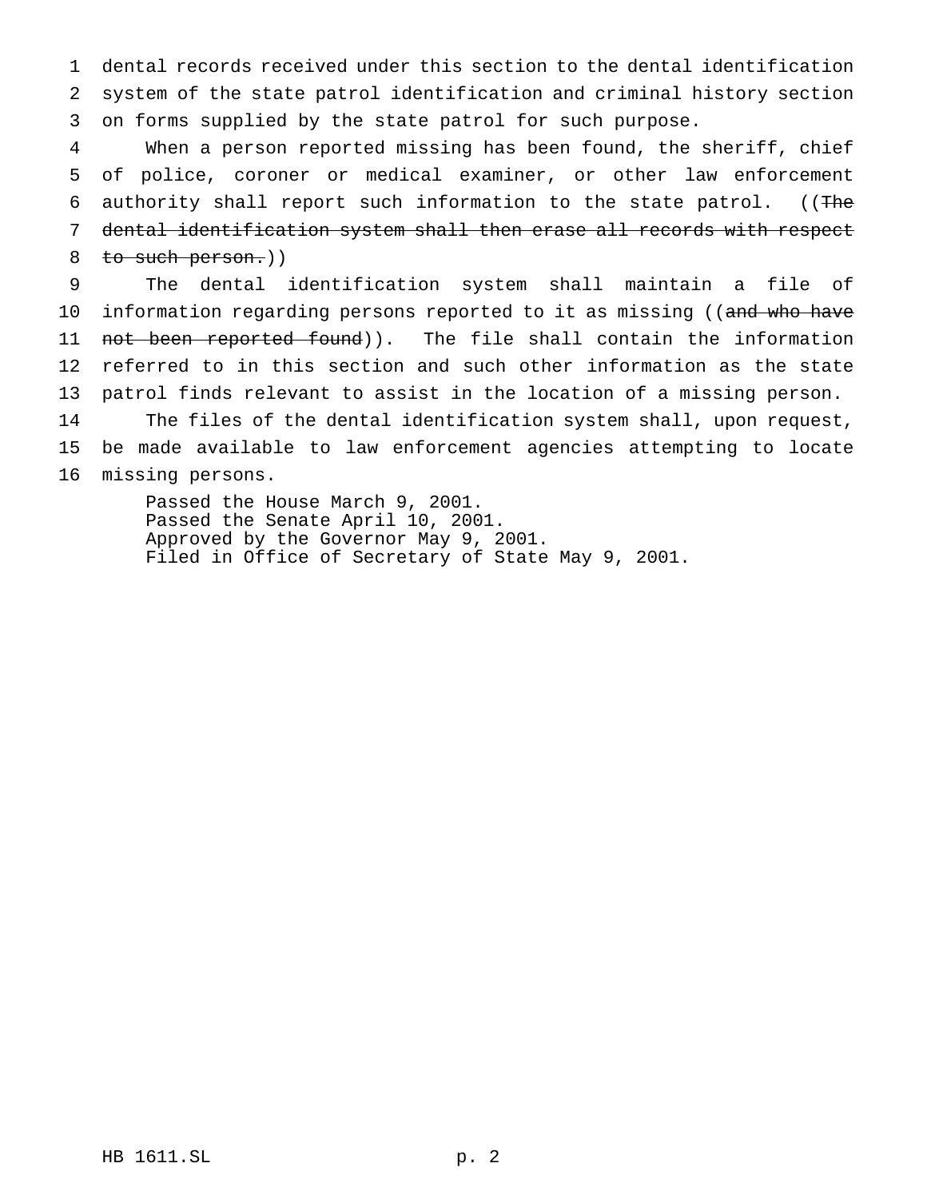dental records received under this section to the dental identification system of the state patrol identification and criminal history section on forms supplied by the state patrol for such purpose.

When a person reported missing has been found, the sheriff, chief of police, coroner or medical examiner, or other law enforcement authority shall report such information to the state patrol. ((~~The dental identification system shall then erase all records with respect to such person.~~))

The dental identification system shall maintain a file of information regarding persons reported to it as missing ((~~and who have not been reported found~~)). The file shall contain the information referred to in this section and such other information as the state patrol finds relevant to assist in the location of a missing person.

The files of the dental identification system shall, upon request, be made available to law enforcement agencies attempting to locate missing persons.

Passed the House March 9, 2001.
Passed the Senate April 10, 2001.
Approved by the Governor May 9, 2001.
Filed in Office of Secretary of State May 9, 2001.